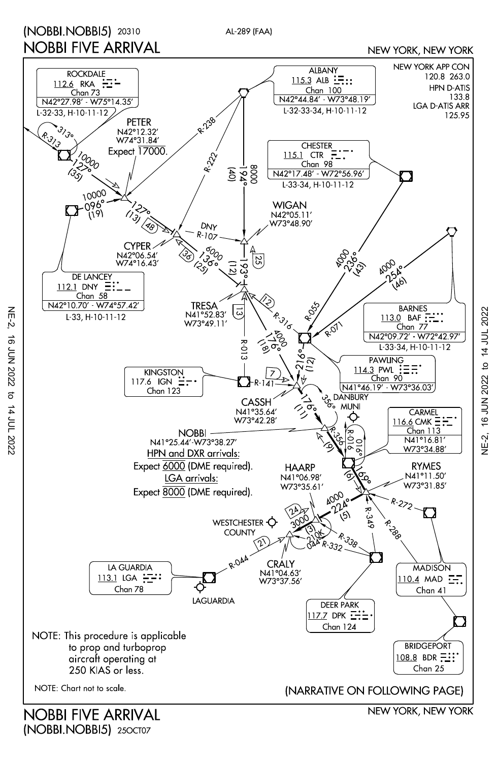(NOBBI.NOBBI5) 20310

AL-289 (FAA)

# NOBBI FIVE ARRIVAL

NEW YORK, NEW YORK

NEW YORK APP CON
120.8 263.0

HPN D-ATIS
133.8

LGA D-ATIS ARR
125.95

ROCKDALE
112.6 RKA
Chan 73
N42°27.98' - W75°14.35'
L-32-33, H-10-11-12

ALBANY
115.3 ALB
Chan 100
N42°44.84' - W73°48.19'
L-32-33-34, H-10-11-12

CHESTER
115.1 CTR
Chan 98
N42°17.48' - W72°56.96'
L-33-34, H-10-11-12

PETER
N42°12.32'
W74°31.84'
Expect 17000.

WIGAN
N42°05.11'
W73°48.90'

CYPER
N42°06.54'
W74°16.43'

DE LANCEY
112.1 DNY
Chan 58
N42°10.70' - W74°57.42'
L-33, H-10-11-12

TRESA
N41°52.83'
W73°49.11'

BARNES
113.0 BAF
Chan 77
N42°09.72' - W72°42.97'
L-33-34, H-10-11-12

PAWLING
114.3 PWL
Chan 90
N41°46.19' - W73°36.03'

KINGSTON
117.6 IGN
Chan 123

CASSH
N41°35.64'
W73°42.28'

DANBURY MUNI

NOBBI
N41°25.44'-W73°38.27'
HPN and DXR arrivals:
Expect 6000 (DME required).
LGA arrivals:
Expect 8000 (DME required).

CARMEL
116.6 CMK
Chan 113
N41°16.81'
W73°34.88'

HAARP
N41°06.98'
W73°35.61'

RYMES
N41°11.50'
W73°31.85'

WESTCHESTER COUNTY

CRALY
N41°04.63'
W73°37.56'

LA GUARDIA
113.1 LGA
Chan 78

LAGUARDIA

DEER PARK
117.7 DPK
Chan 124

MADISON
110.4 MAD
Chan 41

BRIDGEPORT
108.8 BDR
Chan 25

RKA R-313, 313°; 10000 127° (35); PETER 127° (13) (48); DNY 10000 096° (19); ALB R-238, R-222, 8000 194° (40); DNY R-107; CYPER 6000 136° (25) (36); 193° (12) (25); TRESA R-013 (13); PWL R-316 (12); 4000 176° (18); CTR R-055, 4000 236° (43); BAF R-071, 4000 254° (46); PWL 216° (12); IGN R-141 (7); CASSH 176° (11), 356°; CMK R-356 (9), R-016, 016°; 169° (6); HAARP 4000 224° (5) (24); 3000 210K (3) 044°; LGA R-044 (21); R-332, R-338; MAD R-272, R-288; DPK R-349

NOTE: This procedure is applicable to prop and turboprop aircraft operating at 250 KIAS or less.

NOTE: Chart not to scale.

(NARRATIVE ON FOLLOWING PAGE)

NE-2, 16 JUN 2022 to 14 JUL 2022

# NOBBI FIVE ARRIVAL

(NOBBI.NOBBI5) 25OCT07

NEW YORK, NEW YORK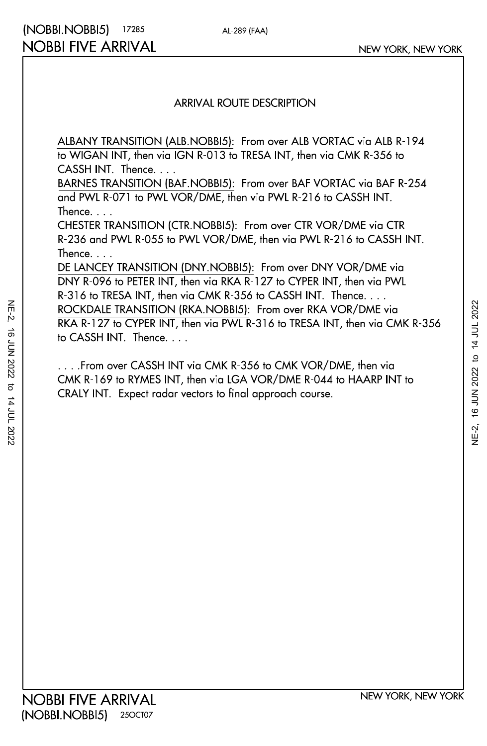## ARRIVAL ROUTE DESCRIPTION

ALBANY TRANSITION (ALB.NOBBI5): From over ALB VORTAC via ALB R-194 to WIGAN INT, then via IGN R-013 to TRESA INT, then via CMK R-356 to CASSH INT. Thence. . . .

BARNES TRANSITION (BAF.NOBBI5): From over BAF VORTAC via BAF R-254 and PWL R-071 to PWL VOR/DME, then via PWL R-216 to CASSH INT. Thence. . . .

CHESTER TRANSITION (CTR.NOBBI5): From over CTR VOR/DME via CTR R-236 and PWL R-055 to PWL VOR/DME, then via PWL R-216 to CASSH INT. Thence. . . .

DE LANCEY TRANSITION (DNY.NOBBI5): From over DNY VOR/DME via DNY R-096 to PETER INT, then via RKA R-127 to CYPER INT, then via PWL R-316 to TRESA INT, then via CMK R-356 to CASSH INT. Thence. . . .

ROCKDALE TRANSITION (RKA.NOBBI5): From over RKA VOR/DME via RKA R-127 to CYPER INT, then via PWL R-316 to TRESA INT, then via CMK R-356 to CASSH INT. Thence. . . .

. . . .From over CASSH INT via CMK R-356 to CMK VOR/DME, then via CMK R-169 to RYMES INT, then via LGA VOR/DME R-044 to HAARP INT to CRALY INT. Expect radar vectors to final approach course.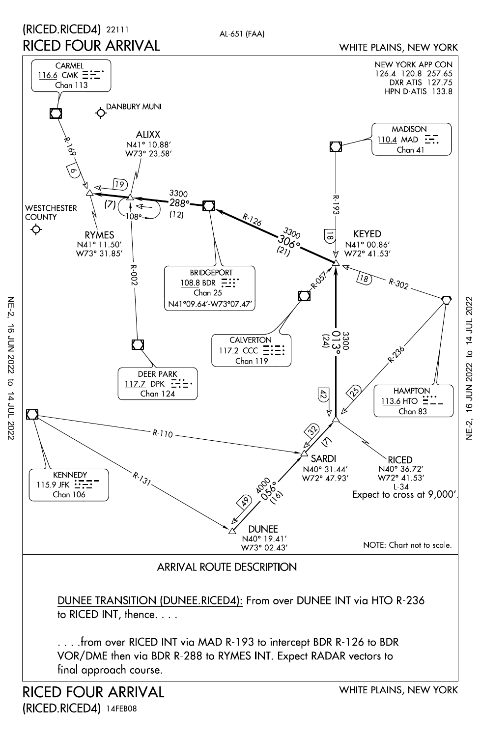# (RICED.RICED4) 22111

AL-651 (FAA)

# RICED FOUR ARRIVAL

WHITE PLAINS, NEW YORK

NEW YORK APP CON
126.4 120.8 257.65
DXR ATIS 127.75
HPN D-ATIS 133.8

CARMEL
116.6 CMK
Chan 113

DANBURY MUNI

ALIXX
N41° 10.88′
W73° 23.58′

MADISON
110.4 MAD
Chan 41

R-169
6

19

(7)

3300
288°
(12)

108°

WESTCHESTER COUNTY

RYMES
N41° 11.50′
W73° 31.85′

R-126

R-193

3300
306°
(21)

18

KEYED
N41° 00.86′
W72° 41.53′

R-002

BRIDGEPORT
108.8 BDR
Chan 25
N41°09.64′-W73°07.47′

R-057

18

R-302

CALVERTON
117.2 CCC
Chan 119

3300
013°
(24)

R-236

DEER PARK
117.7 DPK
Chan 124

42

25

HAMPTON
113.6 HTO
Chan 83

R-110

32

(7)

SARDI
N40° 31.44′
W72° 47.93′

RICED
N40° 36.72′
W72° 41.53′
L-34
Expect to cross at 9,000′.

KENNEDY
115.9 JFK
Chan 106

R-131

49

4000
056°
(16)

DUNEE
N40° 19.41′
W73° 02.43′

NOTE: Chart not to scale.

NE-2, 16 JUN 2022 to 14 JUL 2022

## ARRIVAL ROUTE DESCRIPTION

DUNEE TRANSITION (DUNEE.RICED4): From over DUNEE INT via HTO R-236 to RICED INT, thence. . . .

. . . .from over RICED INT via MAD R-193 to intercept BDR R-126 to BDR VOR/DME then via BDR R-288 to RYMES INT. Expect RADAR vectors to final approach course.

# RICED FOUR ARRIVAL

WHITE PLAINS, NEW YORK

(RICED.RICED4) 14FEB08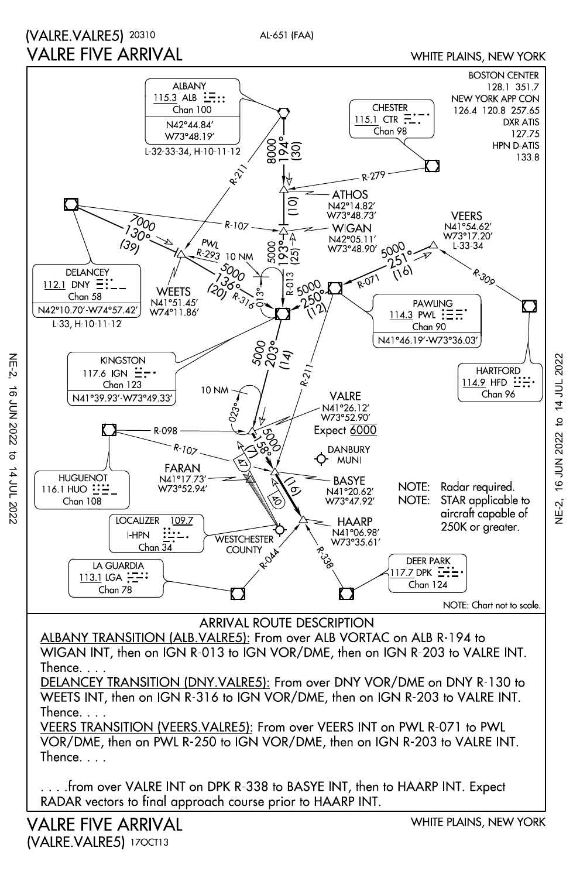(VALRE.VALRE5) 20310

AL-651 (FAA)

# VALRE FIVE ARRIVAL

WHITE PLAINS, NEW YORK

BOSTON CENTER
128.1 351.7
NEW YORK APP CON
126.4 120.8 257.65
DXR ATIS
127.75
HPN D-ATIS
133.8

ALBANY
115.3 ALB
Chan 100
N42°44.84'
W73°48.19'
L-32-33-34, H-10-11-12

CHESTER
115.1 CTR
Chan 98

8000
194°
(30)

R-279

R-211

ATHOS
N42°14.82'
W73°48.73'

(10)

R-107

WIGAN
N42°05.11'
W73°48.90'

VEERS
N41°54.62'
W73°17.20'
L-33-34

7000
130°
(39)

PWL
R-293

10 NM

5000
193°
(25)

5000
251°
(16)

R-309

R-013

R-071

WEETS
N41°51.45'
W74°11.86'

5000
136°
(20)

R-316

013°

5000
250°
(12)

DELANCEY
112.1 DNY
Chan 58
N42°10.70'-W74°57.42'
L-33, H-10-11-12

PAWLING
114.3 PWL
Chan 90
N41°46.19'-W73°36.03'

KINGSTON
117.6 IGN
Chan 123
N41°39.93'-W73°49.33'

5000
203°
(14)

R-211

HARTFORD
114.9 HFD
Chan 96

10 NM

023°

VALRE
N41°26.12'
W73°52.90'
Expect 6000

R-098

5000
158°
(7)

R-107

DANBURY
MUNI

FARAN
N41°17.73'
W73°52.94'

47

BASYE
N41°20.62'
W73°47.92'

NOTE: Radar required.
NOTE: STAR applicable to aircraft capable of 250K or greater.

HUGUENOT
116.1 HUO
Chan 108

(16)

40

LOCALIZER 109.7
I-HPN
Chan 34

WESTCHESTER
COUNTY

HAARP
N41°06.98'
W73°35.61'

LA GUARDIA
113.1 LGA
Chan 78

R-044

R-338

DEER PARK
117.7 DPK
Chan 124

NOTE: Chart not to scale.

NE-2, 16 JUN 2022 to 14 JUL 2022

## ARRIVAL ROUTE DESCRIPTION

ALBANY TRANSITION (ALB.VALRE5): From over ALB VORTAC on ALB R-194 to WIGAN INT, then on IGN R-013 to IGN VOR/DME, then on IGN R-203 to VALRE INT. Thence. . . .

DELANCEY TRANSITION (DNY.VALRE5): From over DNY VOR/DME on DNY R-130 to WEETS INT, then on IGN R-316 to IGN VOR/DME, then on IGN R-203 to VALRE INT. Thence. . . .

VEERS TRANSITION (VEERS.VALRE5): From over VEERS INT on PWL R-071 to PWL VOR/DME, then on PWL R-250 to IGN VOR/DME, then on IGN R-203 to VALRE INT. Thence. . . .

. . . .from over VALRE INT on DPK R-338 to BASYE INT, then to HAARP INT. Expect RADAR vectors to final approach course prior to HAARP INT.

# VALRE FIVE ARRIVAL

WHITE PLAINS, NEW YORK

(VALRE.VALRE5) 17OCT13